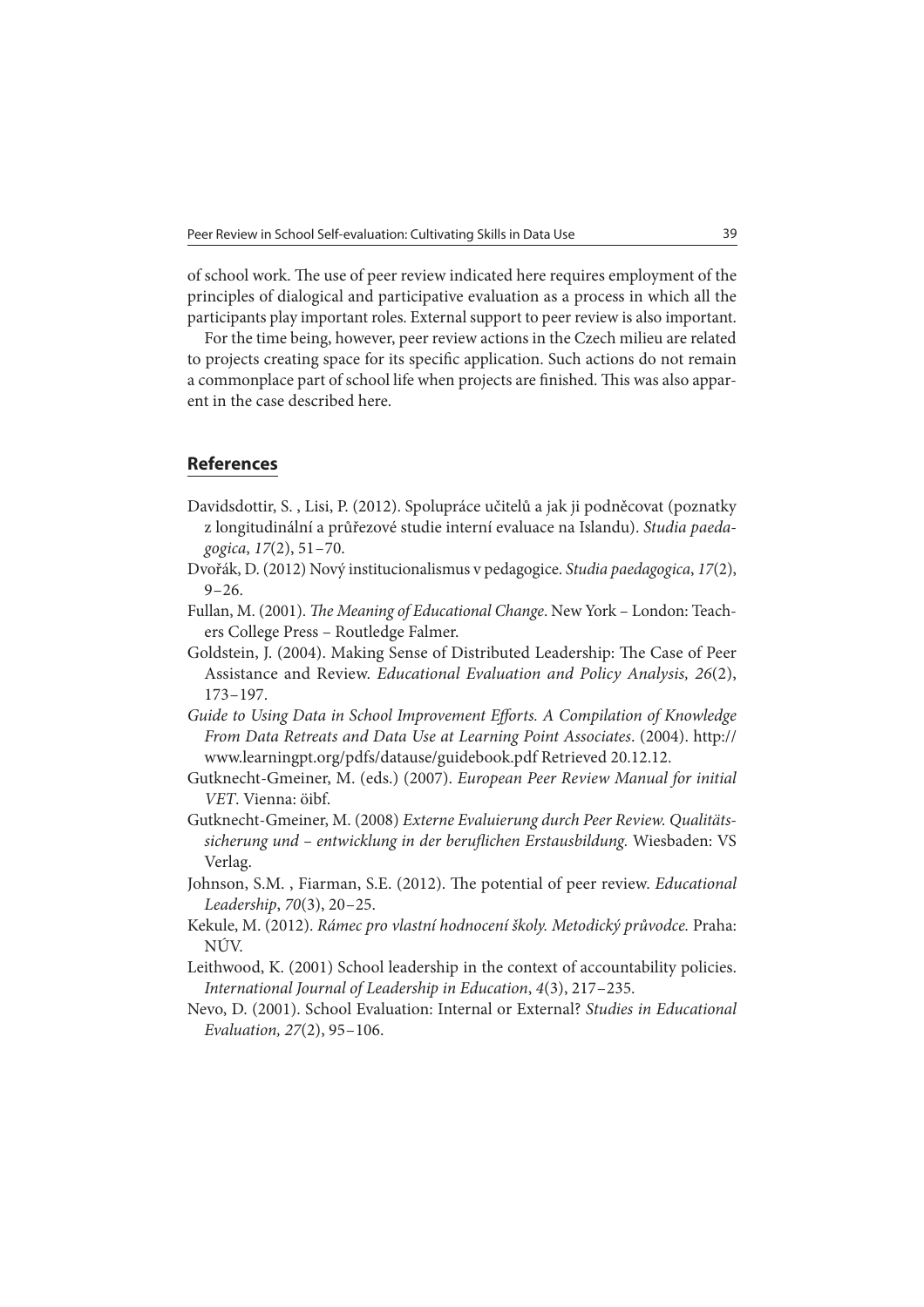of school work. The use of peer review indicated here requires employment of the principles of dialogical and participative evaluation as a process in which all the participants play important roles. External support to peer review is also important.

For the time being, however, peer review actions in the Czech milieu are related to projects creating space for its specific application. Such actions do not remain a commonplace part of school life when projects are finished. This was also apparent in the case described here.

## References

Davidsdottir, S. , Lisi, P. (2012). Spolupráce učitelů a jak ji podněcovat (poznatky z longitudinální a průřezové studie interní evaluace na Islandu). *Studia paedagogica*, *17*(2), 51–70.

Dvořák, D. (2012) Nový institucionalismus v pedagogice. *Studia paedagogica*, *17*(2), 9–26.

Fullan, M. (2001). *The Meaning of Educational Change*. New York – London: Teachers College Press – Routledge Falmer.

Goldstein, J. (2004). Making Sense of Distributed Leadership: The Case of Peer Assistance and Review. *Educational Evaluation and Policy Analysis, 26*(2), 173–197.

*Guide to Using Data in School Improvement Efforts. A Compilation of Knowledge From Data Retreats and Data Use at Learning Point Associates*. (2004). http://www.learningpt.org/pdfs/datause/guidebook.pdf Retrieved 20.12.12.

Gutknecht-Gmeiner, M. (eds.) (2007). *European Peer Review Manual for initial VET*. Vienna: öibf.

Gutknecht-Gmeiner, M. (2008) *Externe Evaluierung durch Peer Review. Qualitätssicherung und – entwicklung in der beruflichen Erstausbildung.* Wiesbaden: VS Verlag.

Johnson, S.M. , Fiarman, S.E. (2012). The potential of peer review. *Educational Leadership*, *70*(3), 20–25.

Kekule, M. (2012). *Rámec pro vlastní hodnocení školy. Metodický průvodce.* Praha: NÚV.

Leithwood, K. (2001) School leadership in the context of accountability policies. *International Journal of Leadership in Education*, *4*(3), 217–235.

Nevo, D. (2001). School Evaluation: Internal or External? *Studies in Educational Evaluation, 27*(2), 95–106.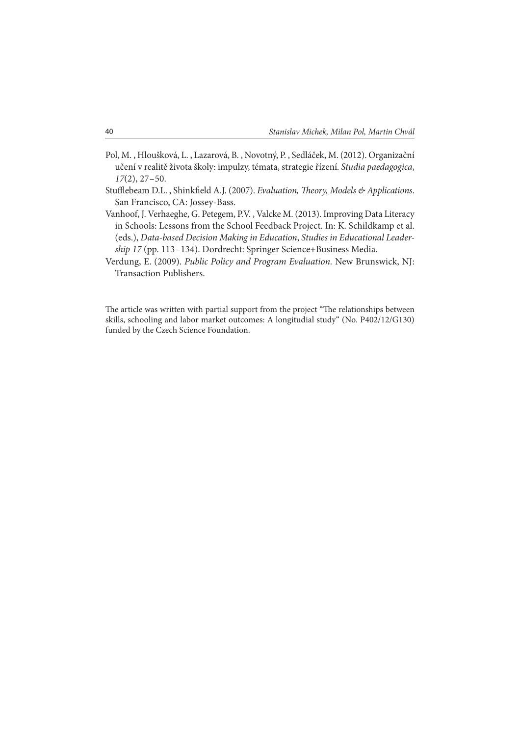Pol, M. , Hloušková, L. , Lazarová, B. , Novotný, P. , Sedláček, M. (2012). Organizační učení v realitě života školy: impulzy, témata, strategie řízení. *Studia paedagogica*, *17*(2), 27–50.

Stufflebeam D.L. , Shinkfield A.J. (2007). *Evaluation, Theory, Models & Applications*. San Francisco, CA: Jossey-Bass.

Vanhoof, J. Verhaeghe, G. Petegem, P.V. , Valcke M. (2013). Improving Data Literacy in Schools: Lessons from the School Feedback Project. In: K. Schildkamp et al. (eds.), *Data-based Decision Making in Education*, *Studies in Educational Leadership 17* (pp. 113–134). Dordrecht: Springer Science+Business Media.

Verdung, E. (2009). *Public Policy and Program Evaluation.* New Brunswick, NJ: Transaction Publishers.

The article was written with partial support from the project "The relationships between skills, schooling and labor market outcomes: A longitudial study" (No. P402/12/G130) funded by the Czech Science Foundation.